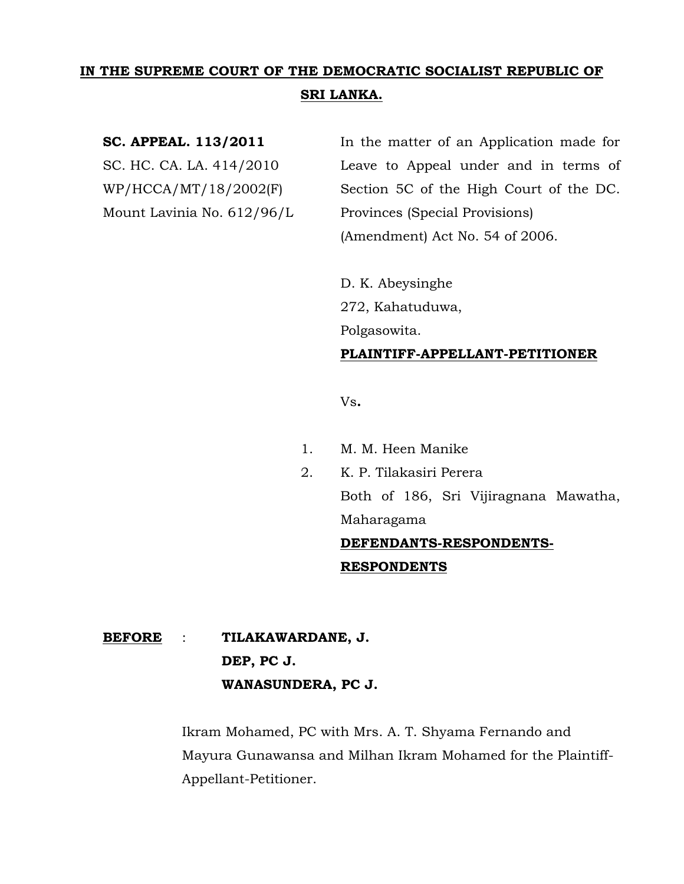**IN THE SUPREME COURT OF THE DEMOCRATIC SOCIALIST REPUBLIC OF SRI LANKA.**

**SC. APPEAL. 113/2011**
SC. HC. CA. LA. 414/2010
WP/HCCA/MT/18/2002(F)
Mount Lavinia No. 612/96/L

In the matter of an Application made for Leave to Appeal under and in terms of Section 5C of the High Court of the DC. Provinces (Special Provisions) (Amendment) Act No. 54 of 2006.

D. K. Abeysinghe
272, Kahatuduwa,
Polgasowita.
**PLAINTIFF-APPELLANT-PETITIONER**

Vs.

1. M. M. Heen Manike
2. K. P. Tilakasiri Perera
   Both of 186, Sri Vijiragnana Mawatha, Maharagama
   **DEFENDANTS-RESPONDENTS-RESPONDENTS**

**BEFORE** : **TILAKAWARDANE, J.**
**DEP, PC J.**
**WANASUNDERA, PC J.**

Ikram Mohamed, PC with Mrs. A. T. Shyama Fernando and Mayura Gunawansa and Milhan Ikram Mohamed for the Plaintiff-Appellant-Petitioner.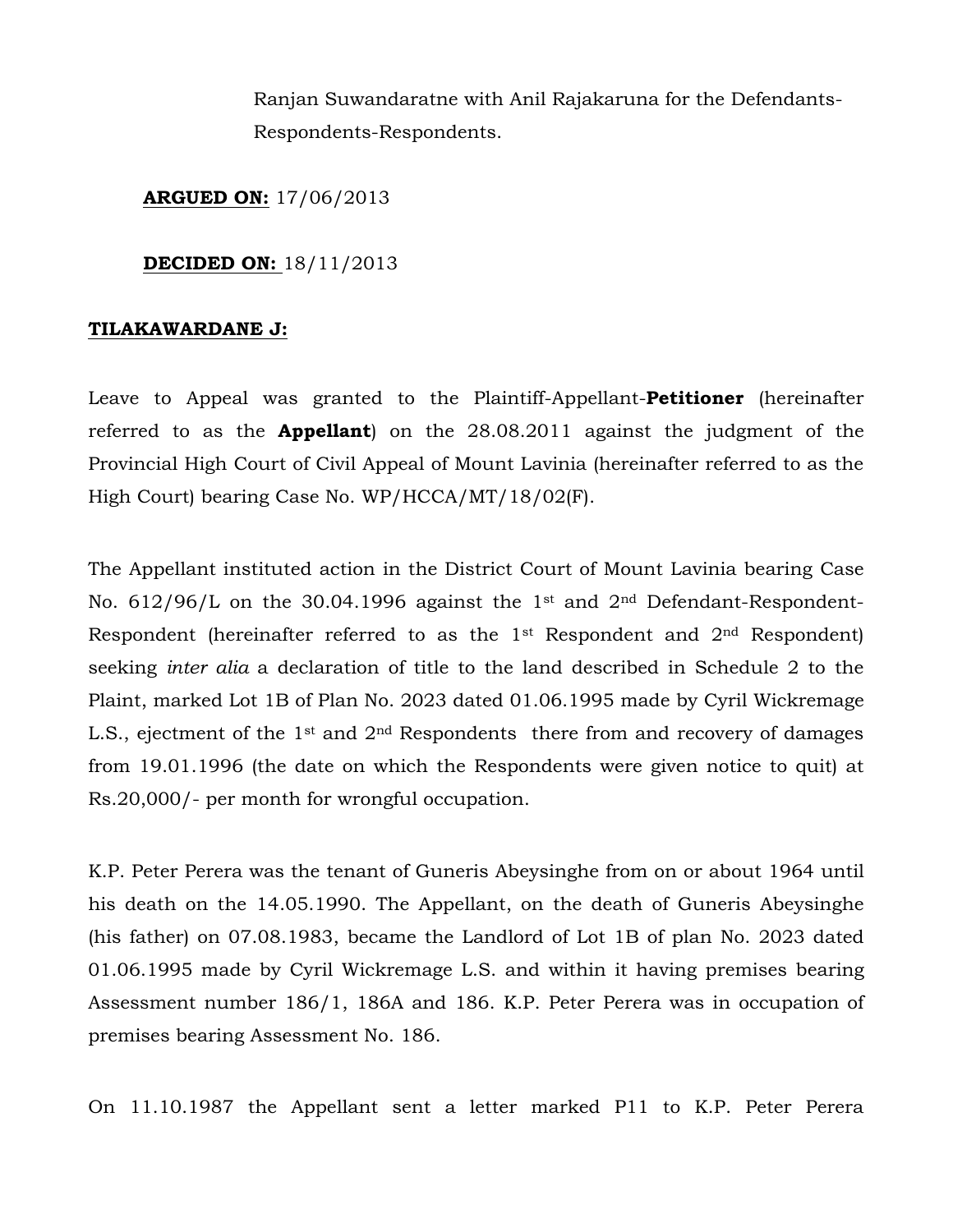Ranjan Suwandaratne with Anil Rajakaruna for the Defendants-Respondents-Respondents.

**ARGUED ON:** 17/06/2013

**DECIDED ON:** 18/11/2013

**TILAKAWARDANE J:**

Leave to Appeal was granted to the Plaintiff-Appellant-**Petitioner** (hereinafter referred to as the **Appellant**) on the 28.08.2011 against the judgment of the Provincial High Court of Civil Appeal of Mount Lavinia (hereinafter referred to as the High Court) bearing Case No. WP/HCCA/MT/18/02(F).

The Appellant instituted action in the District Court of Mount Lavinia bearing Case No. 612/96/L on the 30.04.1996 against the 1st and 2nd Defendant-Respondent-Respondent (hereinafter referred to as the 1st Respondent and 2nd Respondent) seeking *inter alia* a declaration of title to the land described in Schedule 2 to the Plaint, marked Lot 1B of Plan No. 2023 dated 01.06.1995 made by Cyril Wickremage L.S., ejectment of the 1st and 2nd Respondents there from and recovery of damages from 19.01.1996 (the date on which the Respondents were given notice to quit) at Rs.20,000/- per month for wrongful occupation.

K.P. Peter Perera was the tenant of Guneris Abeysinghe from on or about 1964 until his death on the 14.05.1990. The Appellant, on the death of Guneris Abeysinghe (his father) on 07.08.1983, became the Landlord of Lot 1B of plan No. 2023 dated 01.06.1995 made by Cyril Wickremage L.S. and within it having premises bearing Assessment number 186/1, 186A and 186. K.P. Peter Perera was in occupation of premises bearing Assessment No. 186.

On 11.10.1987 the Appellant sent a letter marked P11 to K.P. Peter Perera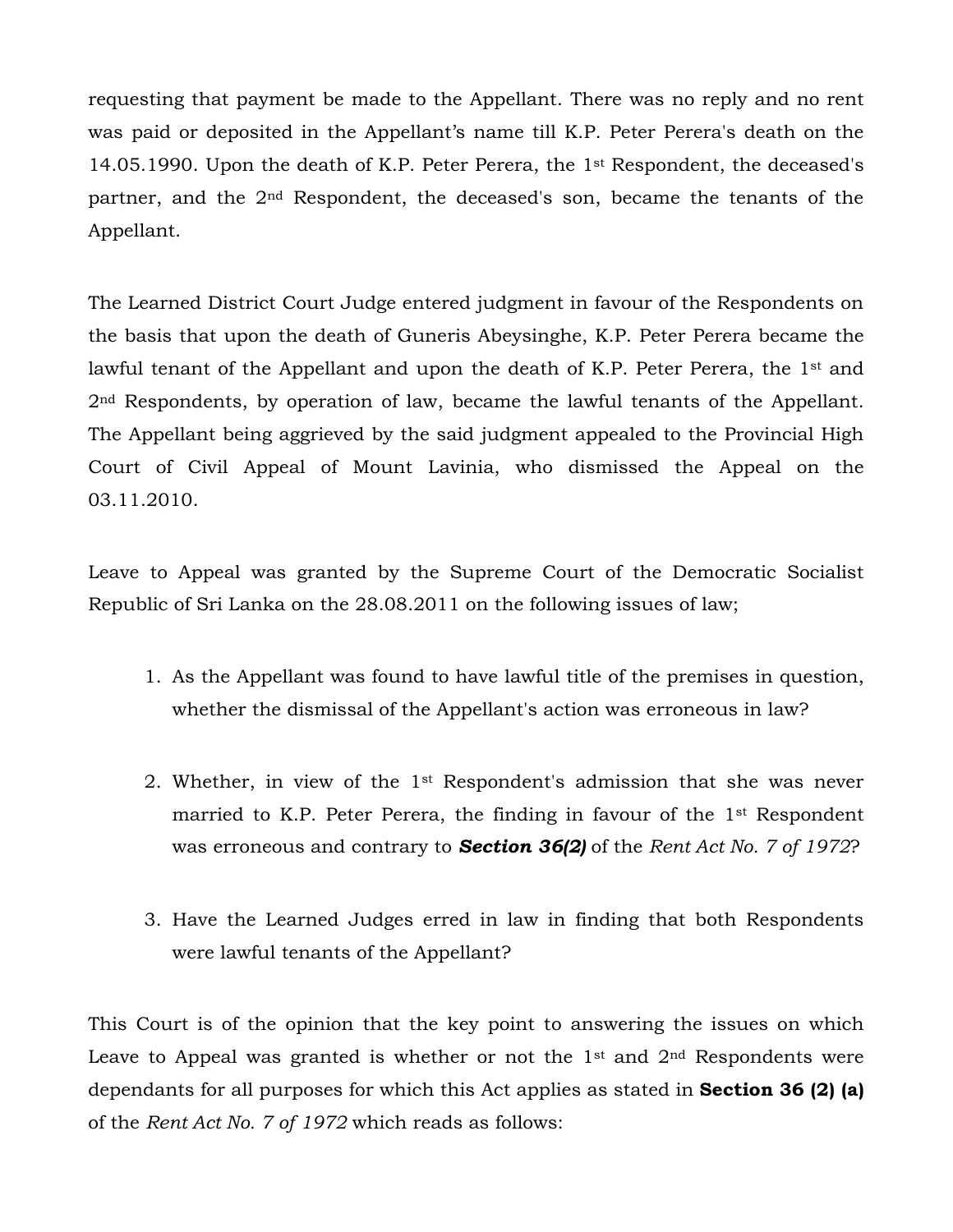requesting that payment be made to the Appellant. There was no reply and no rent was paid or deposited in the Appellant's name till K.P. Peter Perera's death on the 14.05.1990. Upon the death of K.P. Peter Perera, the 1st Respondent, the deceased's partner, and the 2nd Respondent, the deceased's son, became the tenants of the Appellant.

The Learned District Court Judge entered judgment in favour of the Respondents on the basis that upon the death of Guneris Abeysinghe, K.P. Peter Perera became the lawful tenant of the Appellant and upon the death of K.P. Peter Perera, the 1st and 2nd Respondents, by operation of law, became the lawful tenants of the Appellant. The Appellant being aggrieved by the said judgment appealed to the Provincial High Court of Civil Appeal of Mount Lavinia, who dismissed the Appeal on the 03.11.2010.

Leave to Appeal was granted by the Supreme Court of the Democratic Socialist Republic of Sri Lanka on the 28.08.2011 on the following issues of law;

1. As the Appellant was found to have lawful title of the premises in question, whether the dismissal of the Appellant's action was erroneous in law?

2. Whether, in view of the 1st Respondent's admission that she was never married to K.P. Peter Perera, the finding in favour of the 1st Respondent was erroneous and contrary to ***Section 36(2)*** of the *Rent Act No. 7 of 1972*?

3. Have the Learned Judges erred in law in finding that both Respondents were lawful tenants of the Appellant?

This Court is of the opinion that the key point to answering the issues on which Leave to Appeal was granted is whether or not the 1st and 2nd Respondents were dependants for all purposes for which this Act applies as stated in **Section 36 (2) (a)** of the *Rent Act No. 7 of 1972* which reads as follows: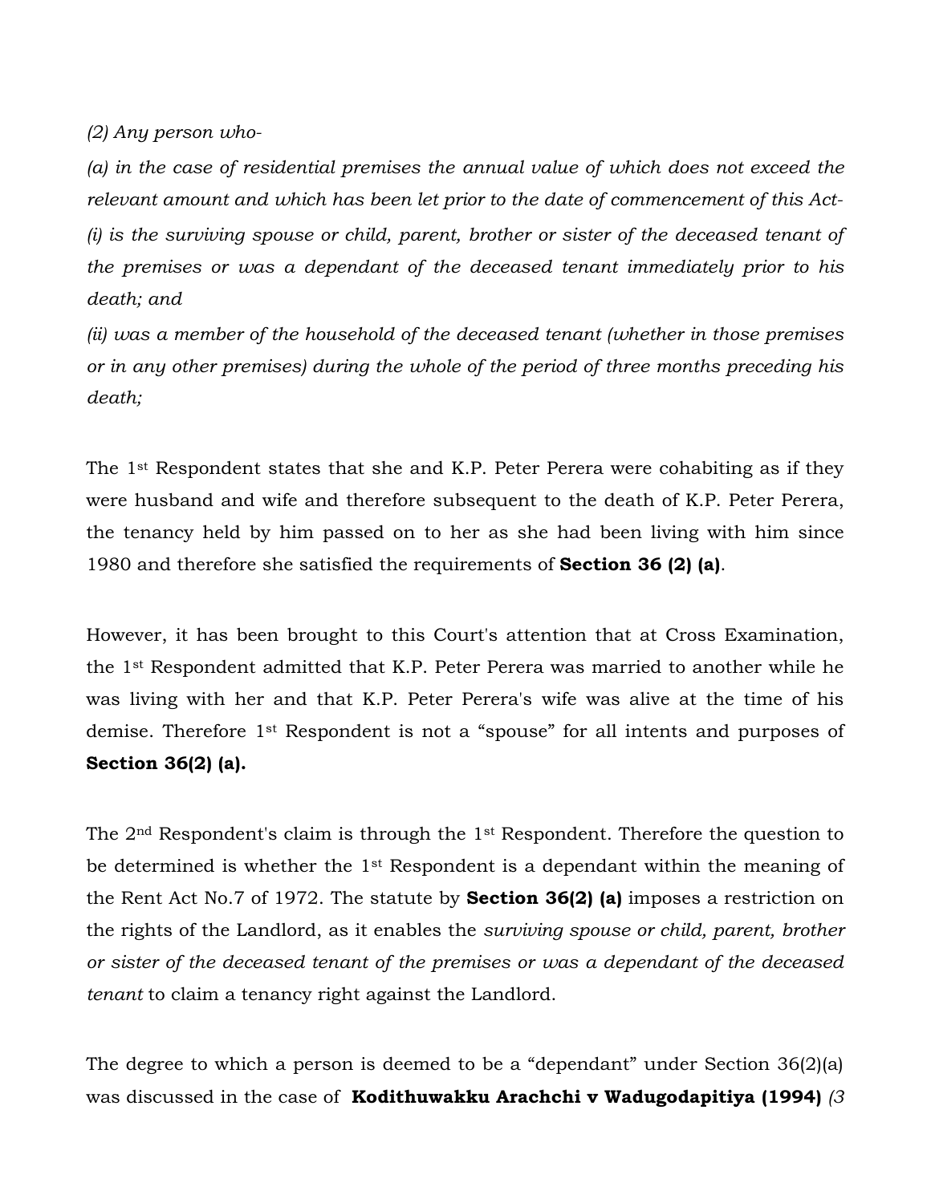*(2) Any person who-*

*(a) in the case of residential premises the annual value of which does not exceed the relevant amount and which has been let prior to the date of commencement of this Act-*

*(i) is the surviving spouse or child, parent, brother or sister of the deceased tenant of the premises or was a dependant of the deceased tenant immediately prior to his death; and*

*(ii) was a member of the household of the deceased tenant (whether in those premises or in any other premises) during the whole of the period of three months preceding his death;*

The 1st Respondent states that she and K.P. Peter Perera were cohabiting as if they were husband and wife and therefore subsequent to the death of K.P. Peter Perera, the tenancy held by him passed on to her as she had been living with him since 1980 and therefore she satisfied the requirements of **Section 36 (2) (a)**.

However, it has been brought to this Court's attention that at Cross Examination, the 1st Respondent admitted that K.P. Peter Perera was married to another while he was living with her and that K.P. Peter Perera's wife was alive at the time of his demise. Therefore 1st Respondent is not a "spouse" for all intents and purposes of **Section 36(2) (a).**

The 2nd Respondent's claim is through the 1st Respondent. Therefore the question to be determined is whether the 1st Respondent is a dependant within the meaning of the Rent Act No.7 of 1972. The statute by **Section 36(2) (a)** imposes a restriction on the rights of the Landlord, as it enables the *surviving spouse or child, parent, brother or sister of the deceased tenant of the premises or was a dependant of the deceased tenant* to claim a tenancy right against the Landlord.

The degree to which a person is deemed to be a "dependant" under Section 36(2)(a) was discussed in the case of **Kodithuwakku Arachchi v Wadugodapitiya (1994)** *(3*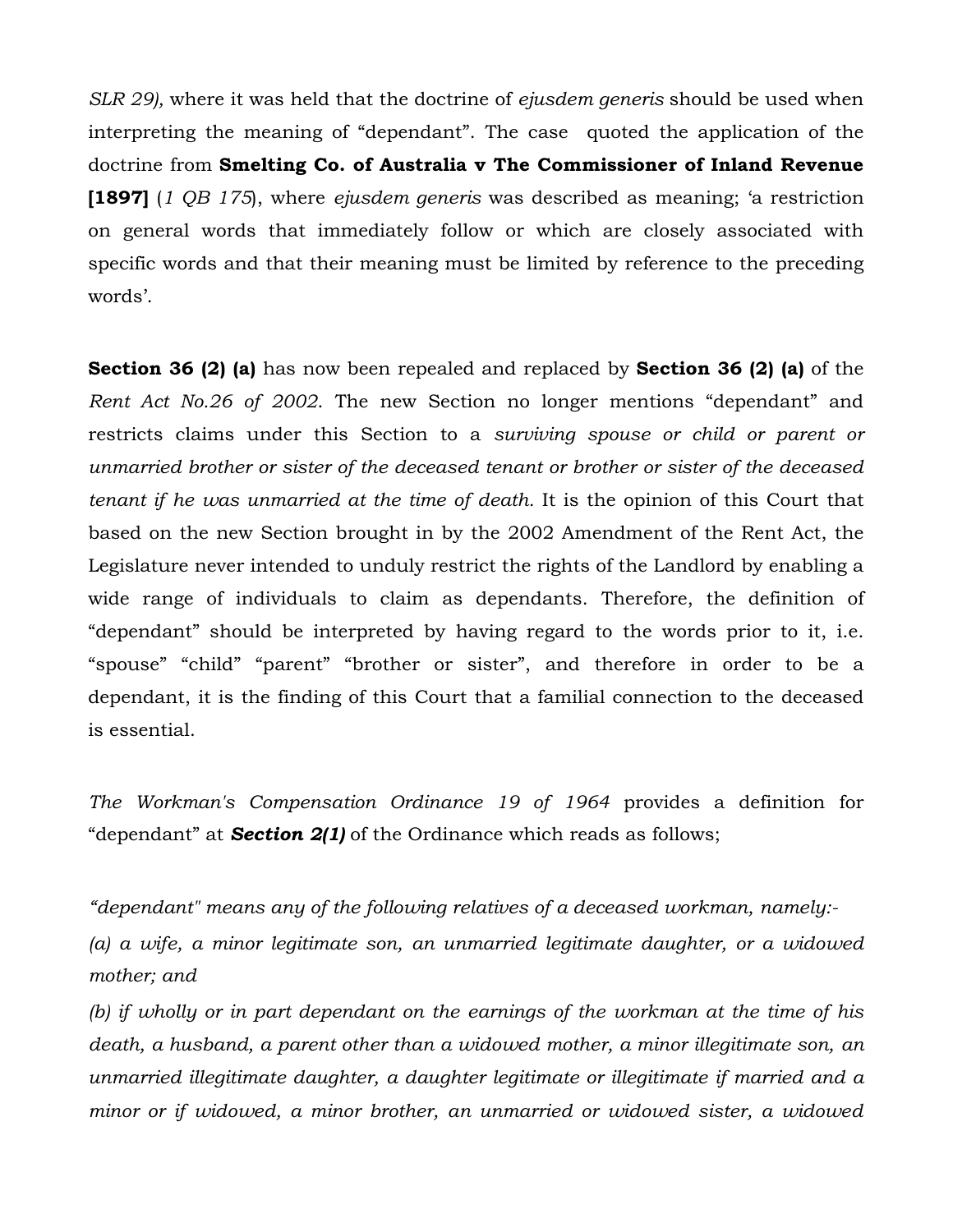*SLR 29),* where it was held that the doctrine of *ejusdem generis* should be used when interpreting the meaning of "dependant". The case quoted the application of the doctrine from **Smelting Co. of Australia v The Commissioner of Inland Revenue [1897]** (*1 QB 175*), where *ejusdem generis* was described as meaning; 'a restriction on general words that immediately follow or which are closely associated with specific words and that their meaning must be limited by reference to the preceding words'.

**Section 36 (2) (a)** has now been repealed and replaced by **Section 36 (2) (a)** of the *Rent Act No.26 of 2002*. The new Section no longer mentions "dependant" and restricts claims under this Section to a *surviving spouse or child or parent or unmarried brother or sister of the deceased tenant or brother or sister of the deceased tenant if he was unmarried at the time of death.* It is the opinion of this Court that based on the new Section brought in by the 2002 Amendment of the Rent Act, the Legislature never intended to unduly restrict the rights of the Landlord by enabling a wide range of individuals to claim as dependants. Therefore, the definition of "dependant" should be interpreted by having regard to the words prior to it, i.e. "spouse" "child" "parent" "brother or sister", and therefore in order to be a dependant, it is the finding of this Court that a familial connection to the deceased is essential.

*The Workman's Compensation Ordinance 19 of 1964* provides a definition for "dependant" at ***Section 2(1)*** of the Ordinance which reads as follows;

*"dependant" means any of the following relatives of a deceased workman, namely:-*

*(a) a wife, a minor legitimate son, an unmarried legitimate daughter, or a widowed mother; and*

*(b) if wholly or in part dependant on the earnings of the workman at the time of his death, a husband, a parent other than a widowed mother, a minor illegitimate son, an unmarried illegitimate daughter, a daughter legitimate or illegitimate if married and a minor or if widowed, a minor brother, an unmarried or widowed sister, a widowed*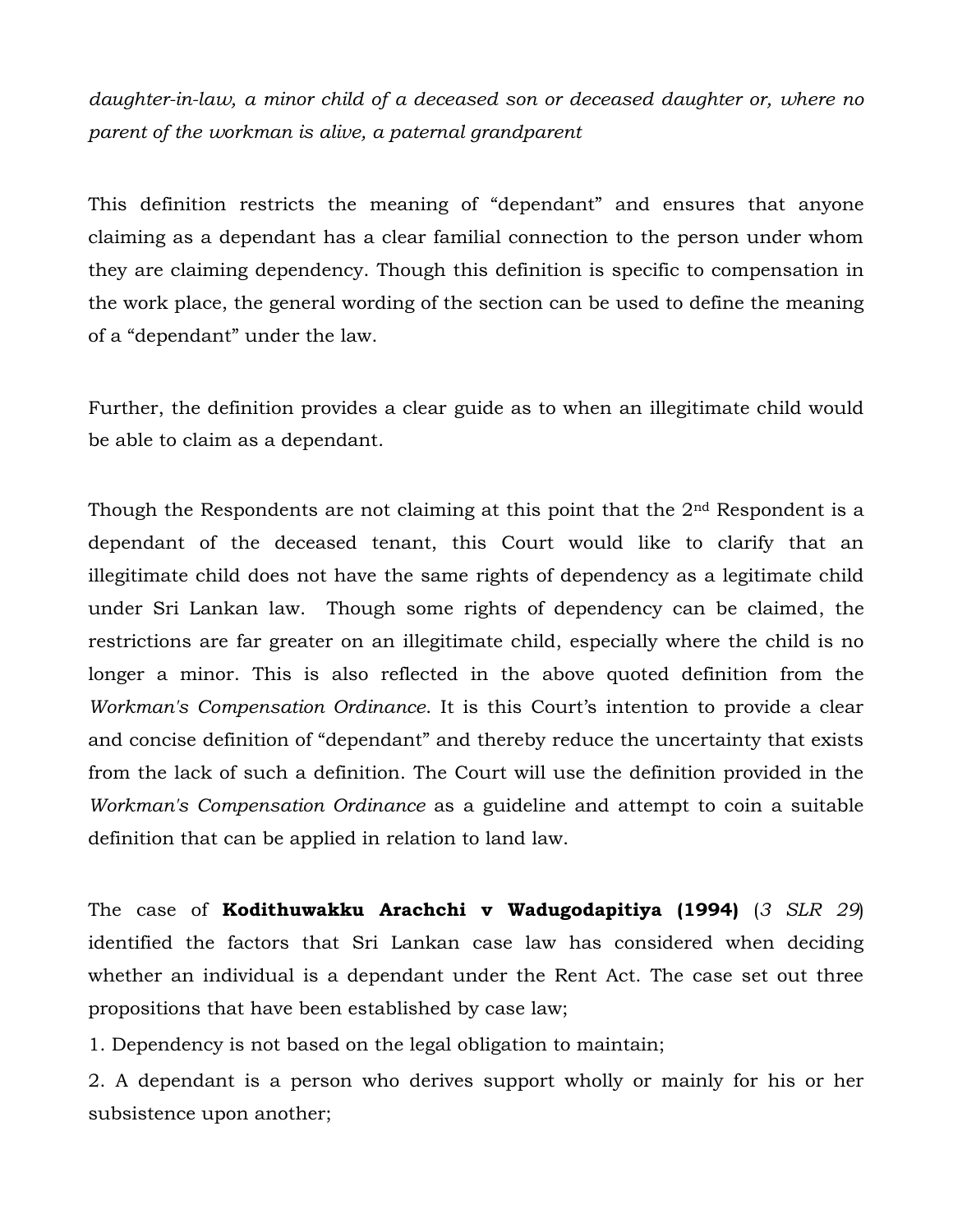*daughter-in-law, a minor child of a deceased son or deceased daughter or, where no parent of the workman is alive, a paternal grandparent*

This definition restricts the meaning of "dependant" and ensures that anyone claiming as a dependant has a clear familial connection to the person under whom they are claiming dependency. Though this definition is specific to compensation in the work place, the general wording of the section can be used to define the meaning of a "dependant" under the law.

Further, the definition provides a clear guide as to when an illegitimate child would be able to claim as a dependant.

Though the Respondents are not claiming at this point that the 2nd Respondent is a dependant of the deceased tenant, this Court would like to clarify that an illegitimate child does not have the same rights of dependency as a legitimate child under Sri Lankan law. Though some rights of dependency can be claimed, the restrictions are far greater on an illegitimate child, especially where the child is no longer a minor. This is also reflected in the above quoted definition from the *Workman's Compensation Ordinance*. It is this Court's intention to provide a clear and concise definition of "dependant" and thereby reduce the uncertainty that exists from the lack of such a definition. The Court will use the definition provided in the *Workman's Compensation Ordinance* as a guideline and attempt to coin a suitable definition that can be applied in relation to land law.

The case of **Kodithuwakku Arachchi v Wadugodapitiya (1994)** (*3 SLR 29*) identified the factors that Sri Lankan case law has considered when deciding whether an individual is a dependant under the Rent Act. The case set out three propositions that have been established by case law;

1. Dependency is not based on the legal obligation to maintain;
2. A dependant is a person who derives support wholly or mainly for his or her subsistence upon another;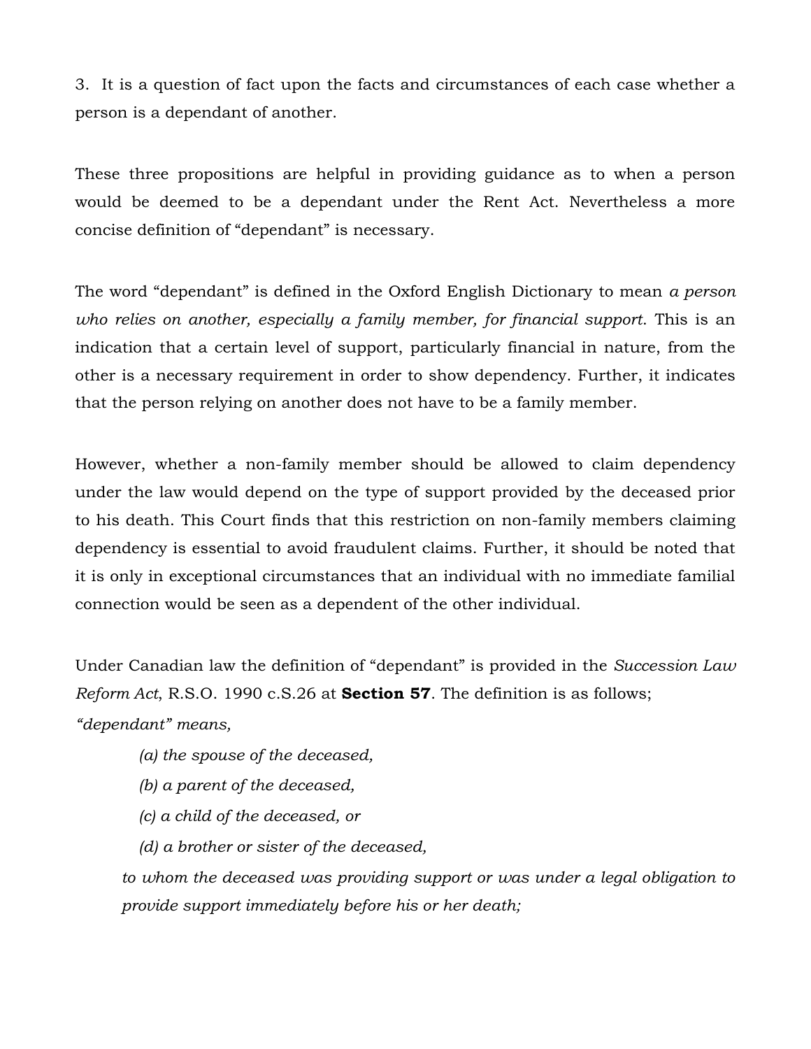3. It is a question of fact upon the facts and circumstances of each case whether a person is a dependant of another.

These three propositions are helpful in providing guidance as to when a person would be deemed to be a dependant under the Rent Act. Nevertheless a more concise definition of "dependant" is necessary.

The word "dependant" is defined in the Oxford English Dictionary to mean *a person who relies on another, especially a family member, for financial support*. This is an indication that a certain level of support, particularly financial in nature, from the other is a necessary requirement in order to show dependency. Further, it indicates that the person relying on another does not have to be a family member.

However, whether a non-family member should be allowed to claim dependency under the law would depend on the type of support provided by the deceased prior to his death. This Court finds that this restriction on non-family members claiming dependency is essential to avoid fraudulent claims. Further, it should be noted that it is only in exceptional circumstances that an individual with no immediate familial connection would be seen as a dependent of the other individual.

Under Canadian law the definition of "dependant" is provided in the *Succession Law Reform Act*, R.S.O. 1990 c.S.26 at **Section 57**. The definition is as follows;

*"dependant" means,*

> *(a) the spouse of the deceased,*
>
> *(b) a parent of the deceased,*
>
> *(c) a child of the deceased, or*
>
> *(d) a brother or sister of the deceased,*
>
> *to whom the deceased was providing support or was under a legal obligation to provide support immediately before his or her death;*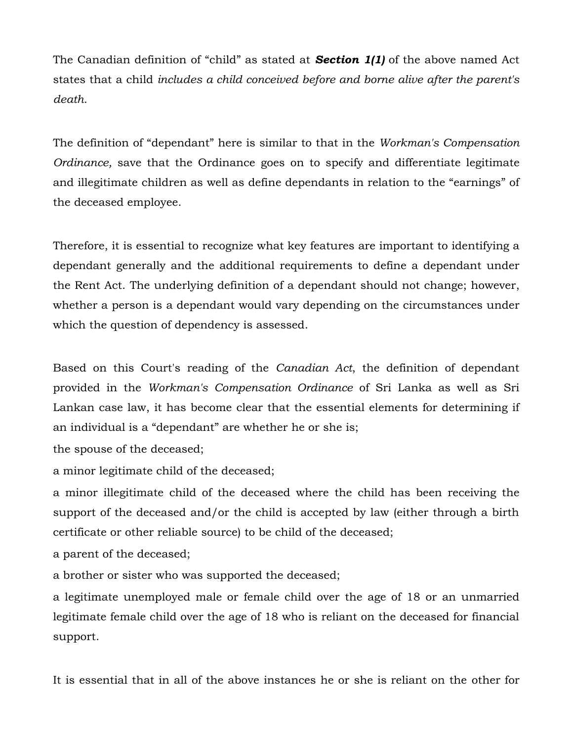The Canadian definition of “child” as stated at ***Section 1(1)*** of the above named Act states that a child *includes a child conceived before and borne alive after the parent's death*.

The definition of “dependant” here is similar to that in the *Workman's Compensation Ordinance,* save that the Ordinance goes on to specify and differentiate legitimate and illegitimate children as well as define dependants in relation to the “earnings” of the deceased employee.

Therefore, it is essential to recognize what key features are important to identifying a dependant generally and the additional requirements to define a dependant under the Rent Act. The underlying definition of a dependant should not change; however, whether a person is a dependant would vary depending on the circumstances under which the question of dependency is assessed.

Based on this Court's reading of the *Canadian Act*, the definition of dependant provided in the *Workman's Compensation Ordinance* of Sri Lanka as well as Sri Lankan case law, it has become clear that the essential elements for determining if an individual is a “dependant” are whether he or she is;

the spouse of the deceased;

a minor legitimate child of the deceased;

a minor illegitimate child of the deceased where the child has been receiving the support of the deceased and/or the child is accepted by law (either through a birth certificate or other reliable source) to be child of the deceased;

a parent of the deceased;

a brother or sister who was supported the deceased;

a legitimate unemployed male or female child over the age of 18 or an unmarried legitimate female child over the age of 18 who is reliant on the deceased for financial support.

It is essential that in all of the above instances he or she is reliant on the other for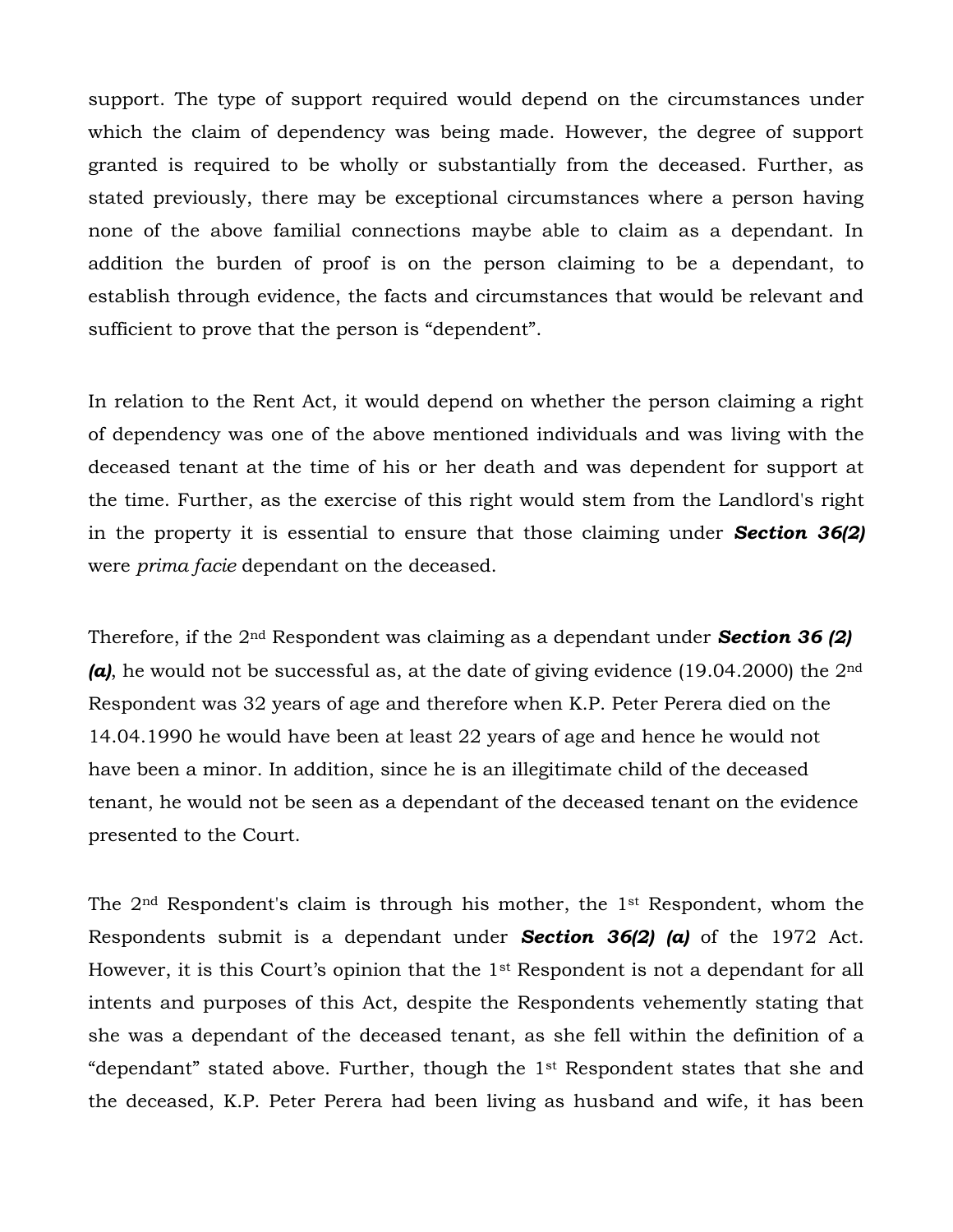support. The type of support required would depend on the circumstances under which the claim of dependency was being made. However, the degree of support granted is required to be wholly or substantially from the deceased. Further, as stated previously, there may be exceptional circumstances where a person having none of the above familial connections maybe able to claim as a dependant. In addition the burden of proof is on the person claiming to be a dependant, to establish through evidence, the facts and circumstances that would be relevant and sufficient to prove that the person is "dependent".

In relation to the Rent Act, it would depend on whether the person claiming a right of dependency was one of the above mentioned individuals and was living with the deceased tenant at the time of his or her death and was dependent for support at the time. Further, as the exercise of this right would stem from the Landlord's right in the property it is essential to ensure that those claiming under ***Section 36(2)*** were *prima facie* dependant on the deceased.

Therefore, if the 2nd Respondent was claiming as a dependant under ***Section 36 (2) (a)***, he would not be successful as, at the date of giving evidence (19.04.2000) the 2nd Respondent was 32 years of age and therefore when K.P. Peter Perera died on the 14.04.1990 he would have been at least 22 years of age and hence he would not have been a minor. In addition, since he is an illegitimate child of the deceased tenant, he would not be seen as a dependant of the deceased tenant on the evidence presented to the Court.

The 2nd Respondent's claim is through his mother, the 1st Respondent, whom the Respondents submit is a dependant under ***Section 36(2) (a)*** of the 1972 Act. However, it is this Court's opinion that the 1st Respondent is not a dependant for all intents and purposes of this Act, despite the Respondents vehemently stating that she was a dependant of the deceased tenant, as she fell within the definition of a "dependant" stated above. Further, though the 1st Respondent states that she and the deceased, K.P. Peter Perera had been living as husband and wife, it has been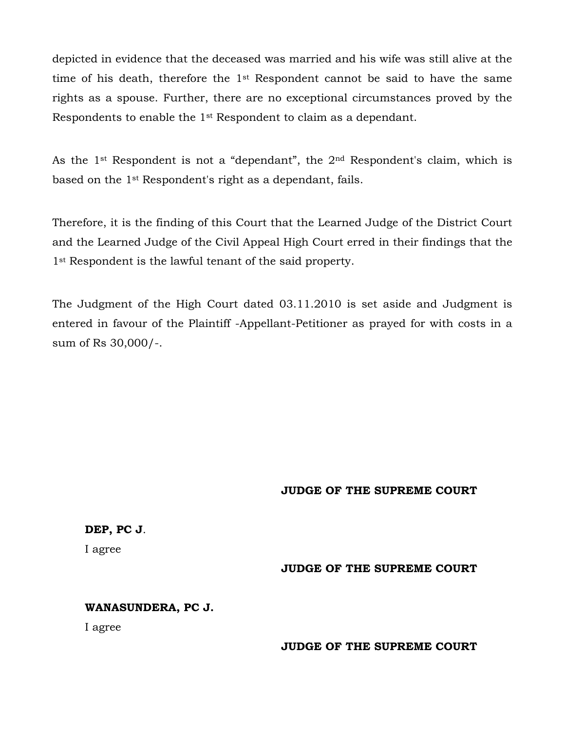depicted in evidence that the deceased was married and his wife was still alive at the time of his death, therefore the 1st Respondent cannot be said to have the same rights as a spouse. Further, there are no exceptional circumstances proved by the Respondents to enable the 1st Respondent to claim as a dependant.

As the 1st Respondent is not a "dependant", the 2nd Respondent's claim, which is based on the 1st Respondent's right as a dependant, fails.

Therefore, it is the finding of this Court that the Learned Judge of the District Court and the Learned Judge of the Civil Appeal High Court erred in their findings that the 1st Respondent is the lawful tenant of the said property.

The Judgment of the High Court dated 03.11.2010 is set aside and Judgment is entered in favour of the Plaintiff -Appellant-Petitioner as prayed for with costs in a sum of Rs 30,000/-.

**JUDGE OF THE SUPREME COURT**

**DEP, PC J**.

I agree

**JUDGE OF THE SUPREME COURT**

**WANASUNDERA, PC J.**

I agree

**JUDGE OF THE SUPREME COURT**